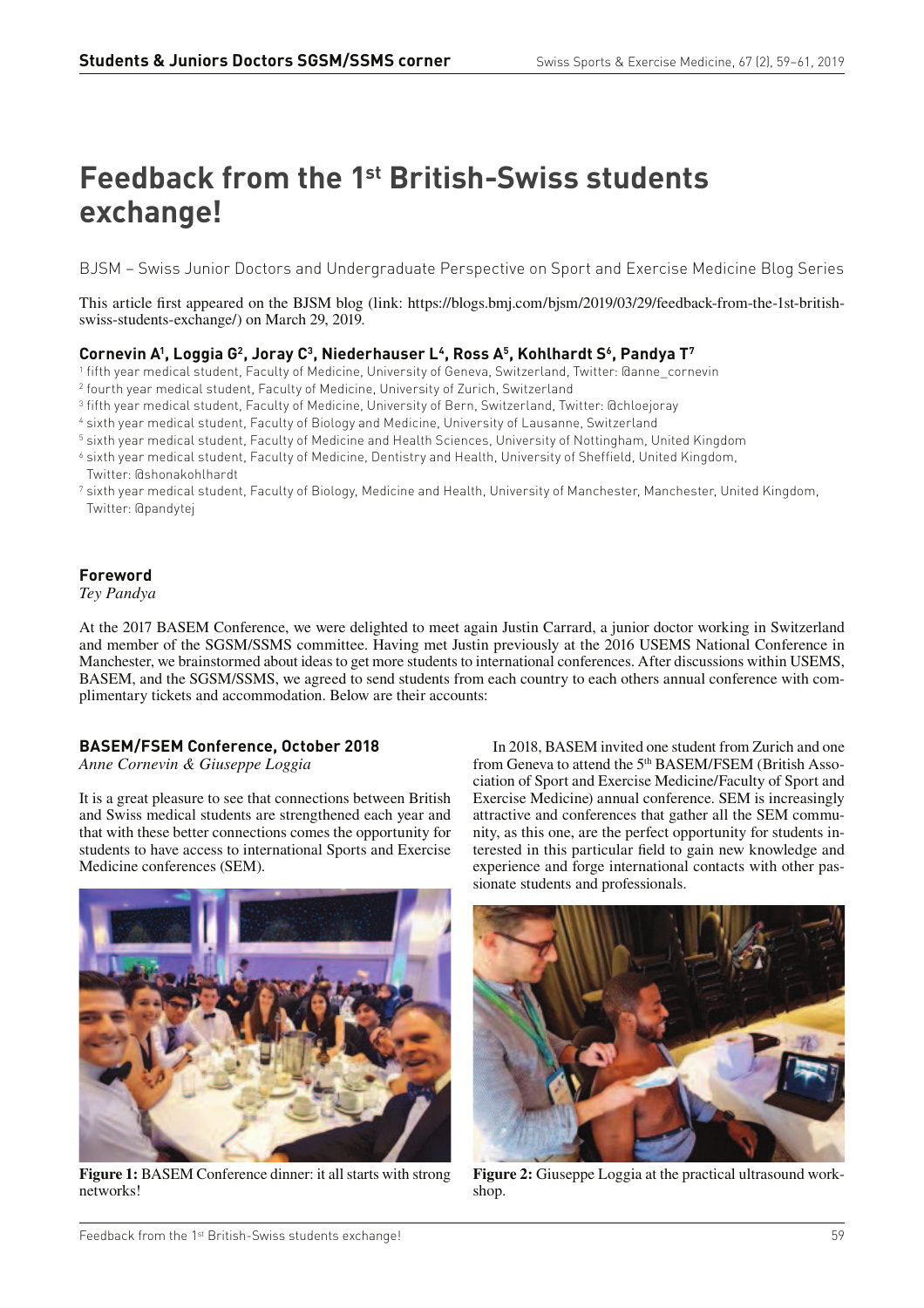# Feedback from the 1st British-Swiss students exchange!

BJSM – Swiss Junior Doctors and Undergraduate Perspective on Sport and Exercise Medicine Blog Series

This article first appeared on the BJSM blog (link: https://blogs.bmj.com/bjsm/2019/03/29/feedback-from-the-1st-british-swiss-students-exchange/) on March 29, 2019.

**Cornevin A[1], Loggia G[2], Joray C[3], Niederhauser L[4], Ross A[5], Kohlhardt S[6], Pandya T[7]**

[1] fifth year medical student, Faculty of Medicine, University of Geneva, Switzerland, Twitter: @anne_cornevin
[2] fourth year medical student, Faculty of Medicine, University of Zurich, Switzerland
[3] fifth year medical student, Faculty of Medicine, University of Bern, Switzerland, Twitter: @chloejoray
[4] sixth year medical student, Faculty of Biology and Medicine, University of Lausanne, Switzerland
[5] sixth year medical student, Faculty of Medicine and Health Sciences, University of Nottingham, United Kingdom
[6] sixth year medical student, Faculty of Medicine, Dentistry and Health, University of Sheffield, United Kingdom, Twitter: @shonakohlhardt
[7] sixth year medical student, Faculty of Biology, Medicine and Health, University of Manchester, Manchester, United Kingdom, Twitter: @pandytej

## Foreword

*Tey Pandya*

At the 2017 BASEM Conference, we were delighted to meet again Justin Carrard, a junior doctor working in Switzerland and member of the SGSM/SSMS committee. Having met Justin previously at the 2016 USEMS National Conference in Manchester, we brainstormed about ideas to get more students to international conferences. After discussions within USEMS, BASEM, and the SGSM/SSMS, we agreed to send students from each country to each others annual conference with complimentary tickets and accommodation. Below are their accounts:

## BASEM/FSEM Conference, October 2018

*Anne Cornevin & Giuseppe Loggia*

It is a great pleasure to see that connections between British and Swiss medical students are strengthened each year and that with these better connections comes the opportunity for students to have access to international Sports and Exercise Medicine conferences (SEM).

**Figure 1:** BASEM Conference dinner: it all starts with strong networks!

In 2018, BASEM invited one student from Zurich and one from Geneva to attend the 5th BASEM/FSEM (British Association of Sport and Exercise Medicine/Faculty of Sport and Exercise Medicine) annual conference. SEM is increasingly attractive and conferences that gather all the SEM community, as this one, are the perfect opportunity for students interested in this particular field to gain new knowledge and experience and forge international contacts with other passionate students and professionals.

**Figure 2:** Giuseppe Loggia at the practical ultrasound workshop.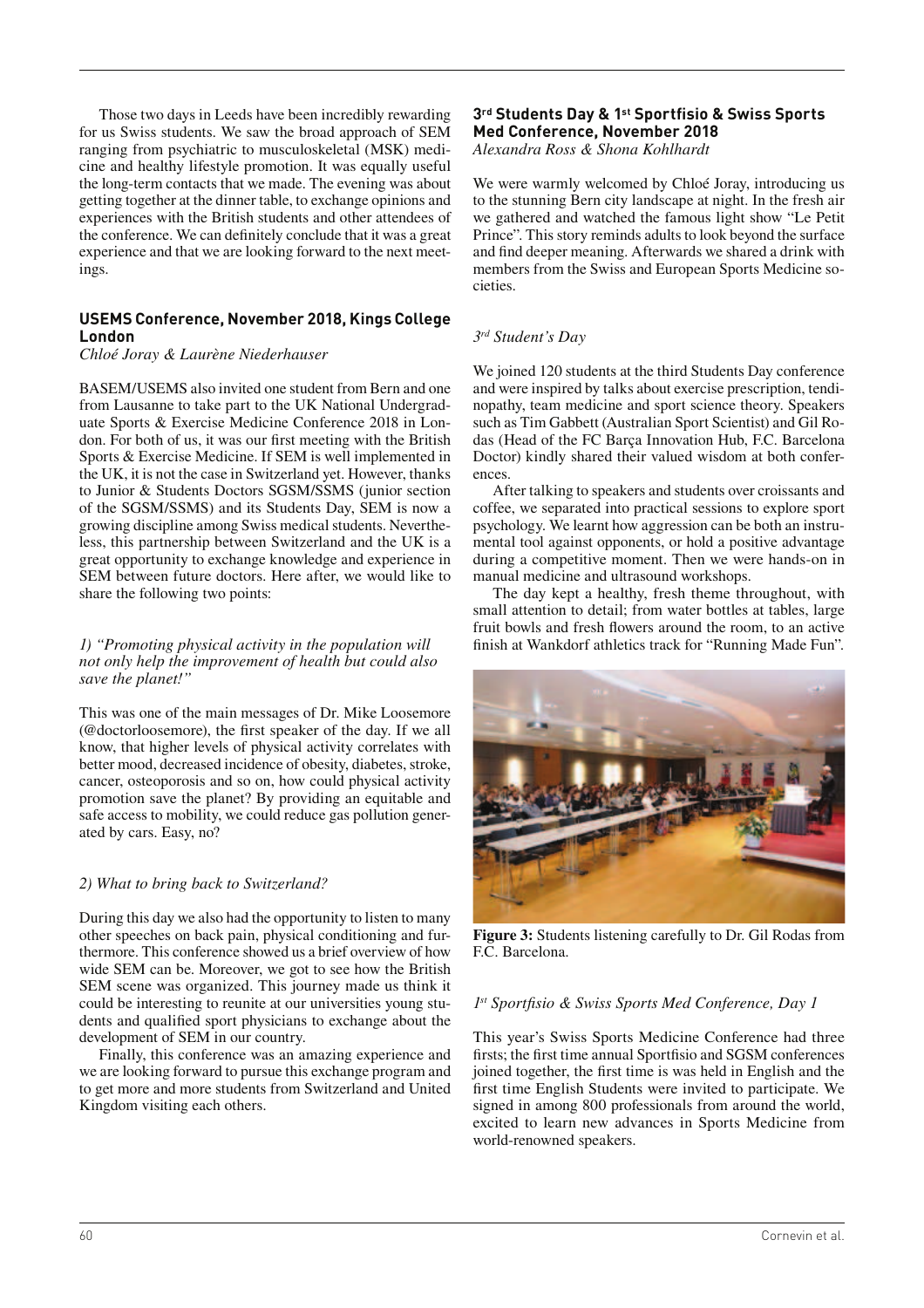Those two days in Leeds have been incredibly rewarding for us Swiss students. We saw the broad approach of SEM ranging from psychiatric to musculoskeletal (MSK) medicine and healthy lifestyle promotion. It was equally useful the long-term contacts that we made. The evening was about getting together at the dinner table, to exchange opinions and experiences with the British students and other attendees of the conference. We can definitely conclude that it was a great experience and that we are looking forward to the next meetings.

## USEMS Conference, November 2018, Kings College London

*Chloé Joray & Laurène Niederhauser*

BASEM/USEMS also invited one student from Bern and one from Lausanne to take part to the UK National Undergraduate Sports & Exercise Medicine Conference 2018 in London. For both of us, it was our first meeting with the British Sports & Exercise Medicine. If SEM is well implemented in the UK, it is not the case in Switzerland yet. However, thanks to Junior & Students Doctors SGSM/SSMS (junior section of the SGSM/SSMS) and its Students Day, SEM is now a growing discipline among Swiss medical students. Nevertheless, this partnership between Switzerland and the UK is a great opportunity to exchange knowledge and experience in SEM between future doctors. Here after, we would like to share the following two points:

### *1) "Promoting physical activity in the population will not only help the improvement of health but could also save the planet!"*

This was one of the main messages of Dr. Mike Loosemore (@doctorloosemore), the first speaker of the day. If we all know, that higher levels of physical activity correlates with better mood, decreased incidence of obesity, diabetes, stroke, cancer, osteoporosis and so on, how could physical activity promotion save the planet? By providing an equitable and safe access to mobility, we could reduce gas pollution generated by cars. Easy, no?

### *2) What to bring back to Switzerland?*

During this day we also had the opportunity to listen to many other speeches on back pain, physical conditioning and furthermore. This conference showed us a brief overview of how wide SEM can be. Moreover, we got to see how the British SEM scene was organized. This journey made us think it could be interesting to reunite at our universities young students and qualified sport physicians to exchange about the development of SEM in our country.

Finally, this conference was an amazing experience and we are looking forward to pursue this exchange program and to get more and more students from Switzerland and United Kingdom visiting each others.

## 3rd Students Day & 1st Sportfisio & Swiss Sports Med Conference, November 2018

*Alexandra Ross & Shona Kohlhardt*

We were warmly welcomed by Chloé Joray, introducing us to the stunning Bern city landscape at night. In the fresh air we gathered and watched the famous light show "Le Petit Prince". This story reminds adults to look beyond the surface and find deeper meaning. Afterwards we shared a drink with members from the Swiss and European Sports Medicine societies.

### *3rd Student's Day*

We joined 120 students at the third Students Day conference and were inspired by talks about exercise prescription, tendinopathy, team medicine and sport science theory. Speakers such as Tim Gabbett (Australian Sport Scientist) and Gil Rodas (Head of the FC Barça Innovation Hub, F.C. Barcelona Doctor) kindly shared their valued wisdom at both conferences.

After talking to speakers and students over croissants and coffee, we separated into practical sessions to explore sport psychology. We learnt how aggression can be both an instrumental tool against opponents, or hold a positive advantage during a competitive moment. Then we were hands-on in manual medicine and ultrasound workshops.

The day kept a healthy, fresh theme throughout, with small attention to detail; from water bottles at tables, large fruit bowls and fresh flowers around the room, to an active finish at Wankdorf athletics track for "Running Made Fun".

**Figure 3:** Students listening carefully to Dr. Gil Rodas from F.C. Barcelona.

### *1st Sportfisio & Swiss Sports Med Conference, Day 1*

This year's Swiss Sports Medicine Conference had three firsts; the first time annual Sportfisio and SGSM conferences joined together, the first time is was held in English and the first time English Students were invited to participate. We signed in among 800 professionals from around the world, excited to learn new advances in Sports Medicine from world-renowned speakers.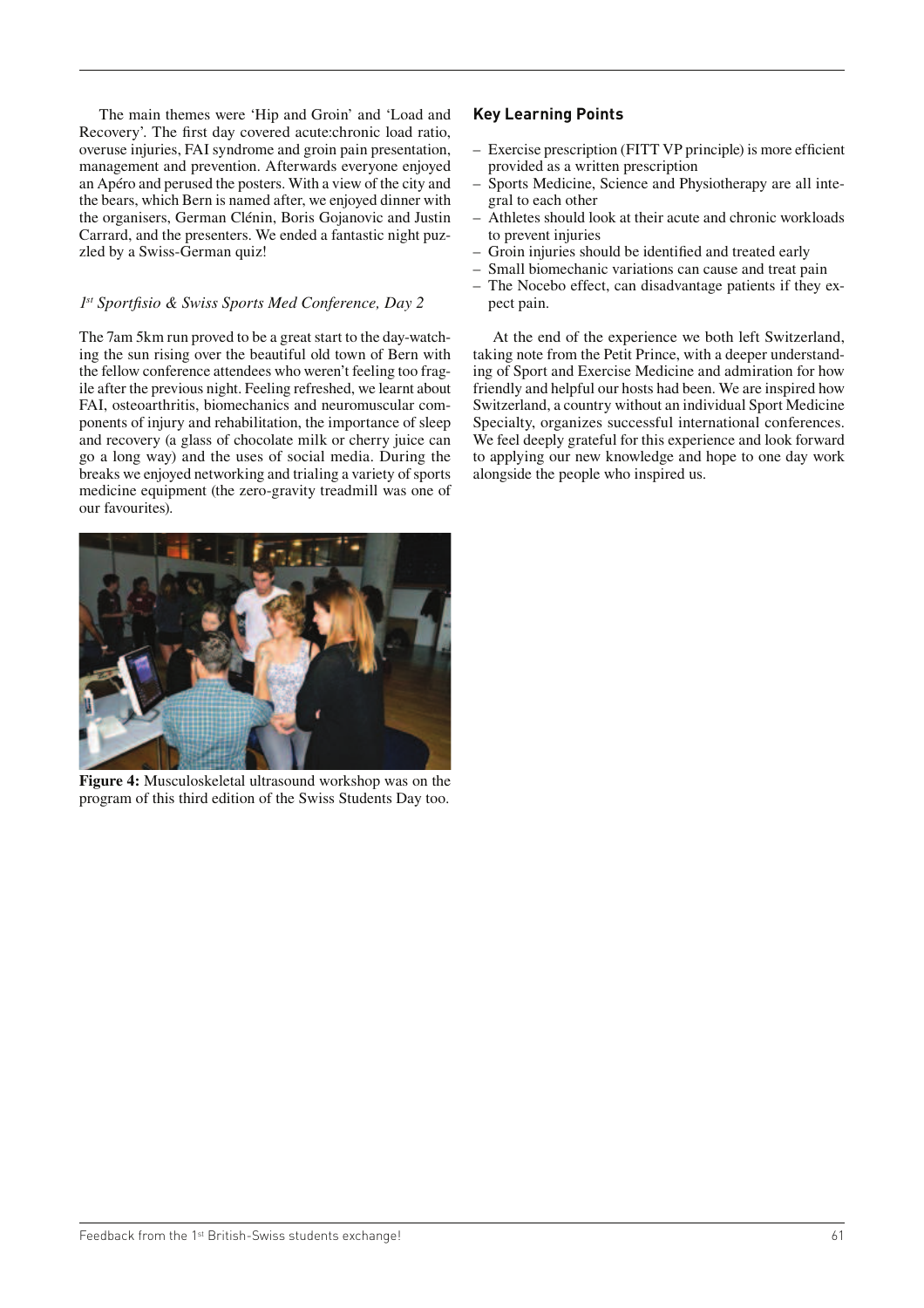The main themes were 'Hip and Groin' and 'Load and Recovery'. The first day covered acute:chronic load ratio, overuse injuries, FAI syndrome and groin pain presentation, management and prevention. Afterwards everyone enjoyed an Apéro and perused the posters. With a view of the city and the bears, which Bern is named after, we enjoyed dinner with the organisers, German Clénin, Boris Gojanovic and Justin Carrard, and the presenters. We ended a fantastic night puzzled by a Swiss-German quiz!

### *1st Sportfisio & Swiss Sports Med Conference, Day 2*

The 7am 5km run proved to be a great start to the day-watching the sun rising over the beautiful old town of Bern with the fellow conference attendees who weren't feeling too fragile after the previous night. Feeling refreshed, we learnt about FAI, osteoarthritis, biomechanics and neuromuscular components of injury and rehabilitation, the importance of sleep and recovery (a glass of chocolate milk or cherry juice can go a long way) and the uses of social media. During the breaks we enjoyed networking and trialing a variety of sports medicine equipment (the zero-gravity treadmill was one of our favourites).

**Figure 4:** Musculoskeletal ultrasound workshop was on the program of this third edition of the Swiss Students Day too.

### Key Learning Points

- Exercise prescription (FITT VP principle) is more efficient provided as a written prescription
- Sports Medicine, Science and Physiotherapy are all integral to each other
- Athletes should look at their acute and chronic workloads to prevent injuries
- Groin injuries should be identified and treated early
- Small biomechanic variations can cause and treat pain
- The Nocebo effect, can disadvantage patients if they expect pain.

At the end of the experience we both left Switzerland, taking note from the Petit Prince, with a deeper understanding of Sport and Exercise Medicine and admiration for how friendly and helpful our hosts had been. We are inspired how Switzerland, a country without an individual Sport Medicine Specialty, organizes successful international conferences. We feel deeply grateful for this experience and look forward to applying our new knowledge and hope to one day work alongside the people who inspired us.